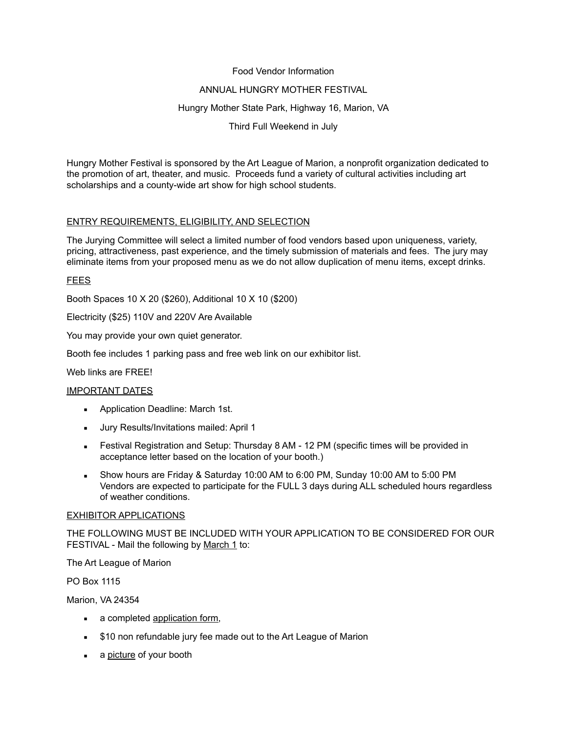Food Vendor Information

ANNUAL HUNGRY MOTHER FESTIVAL

Hungry Mother State Park, Highway 16, Marion, VA

Third Full Weekend in July

Hungry Mother Festival is sponsored by the Art League of Marion, a nonprofit organization dedicated to the promotion of art, theater, and music. Proceeds fund a variety of cultural activities including art scholarships and a county-wide art show for high school students.

## ENTRY REQUIREMENTS, ELIGIBILITY, AND SELECTION

The Jurying Committee will select a limited number of food vendors based upon uniqueness, variety, pricing, attractiveness, past experience, and the timely submission of materials and fees. The jury may eliminate items from your proposed menu as we do not allow duplication of menu items, except drinks.

## FEES

Booth Spaces 10 X 20 ($260), Additional 10 X 10 ($200)

Electricity ($25) 110V and 220V Are Available

You may provide your own quiet generator.

Booth fee includes 1 parking pass and free web link on our exhibitor list.

Web links are FREE!

## IMPORTANT DATES

- Application Deadline: March 1st.
- Jury Results/Invitations mailed: April 1
- Festival Registration and Setup: Thursday 8 AM - 12 PM (specific times will be provided in acceptance letter based on the location of your booth.)
- Show hours are Friday & Saturday 10:00 AM to 6:00 PM, Sunday 10:00 AM to 5:00 PM Vendors are expected to participate for the FULL 3 days during ALL scheduled hours regardless of weather conditions.

## EXHIBITOR APPLICATIONS

THE FOLLOWING MUST BE INCLUDED WITH YOUR APPLICATION TO BE CONSIDERED FOR OUR FESTIVAL - Mail the following by March 1 to:

The Art League of Marion

PO Box 1115

Marion, VA 24354

- a completed application form,
- $10 non refundable jury fee made out to the Art League of Marion
- a picture of your booth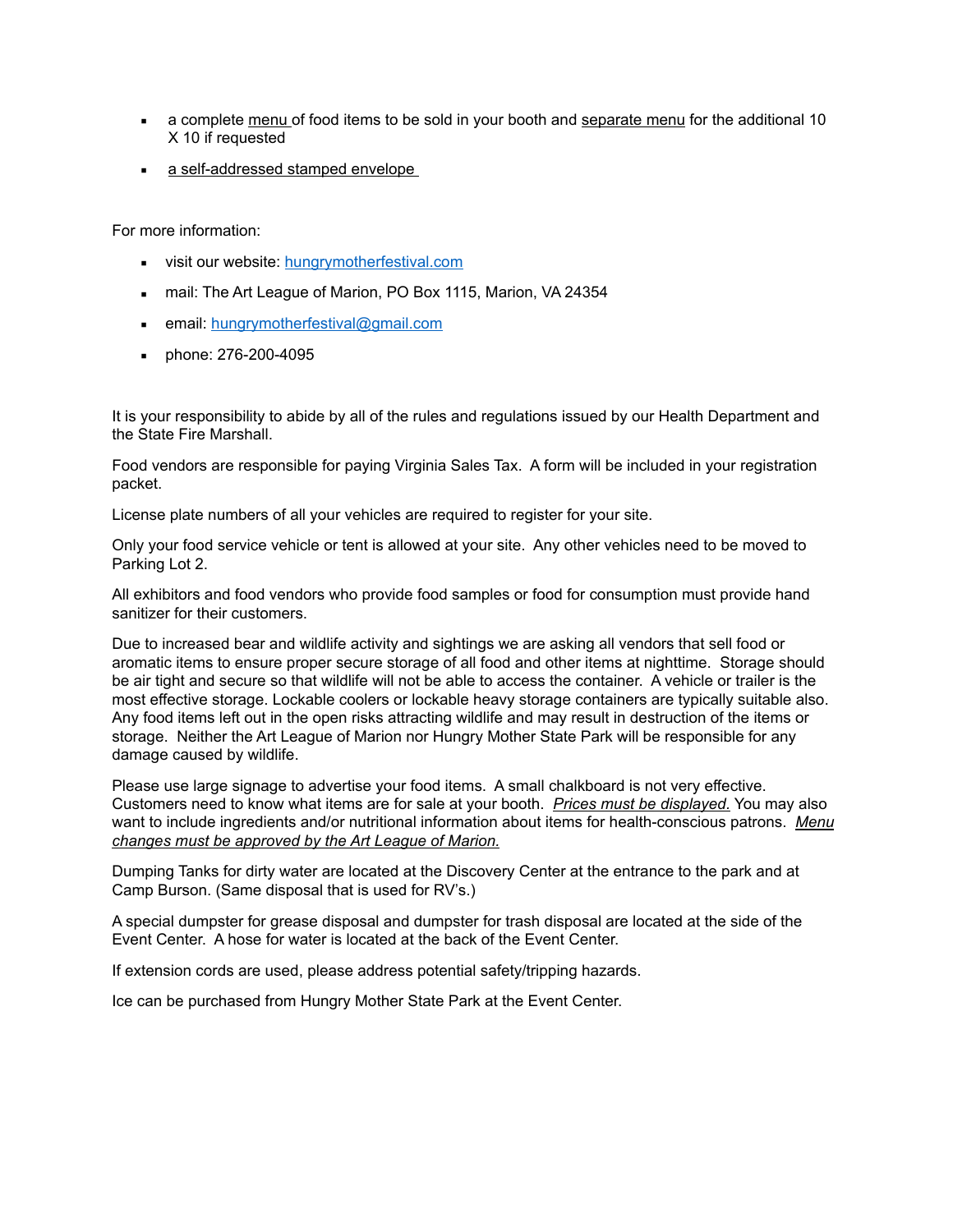- a complete menu of food items to be sold in your booth and separate menu for the additional 10 X 10 if requested
- a self-addressed stamped envelope

For more information:

- visit our website: [hungrymotherfestival.com](http://hungrymotherfestival.com)
- mail: The Art League of Marion, PO Box 1115, Marion, VA 24354
- email: [hungrymotherfestival@gmail.com](mailto:hungrymotherfestival@gmail.com)
- phone: 276-200-4095

It is your responsibility to abide by all of the rules and regulations issued by our Health Department and the State Fire Marshall.

Food vendors are responsible for paying Virginia Sales Tax. A form will be included in your registration packet.

License plate numbers of all your vehicles are required to register for your site.

Only your food service vehicle or tent is allowed at your site. Any other vehicles need to be moved to Parking Lot 2.

All exhibitors and food vendors who provide food samples or food for consumption must provide hand sanitizer for their customers.

Due to increased bear and wildlife activity and sightings we are asking all vendors that sell food or aromatic items to ensure proper secure storage of all food and other items at nighttime. Storage should be air tight and secure so that wildlife will not be able to access the container. A vehicle or trailer is the most effective storage. Lockable coolers or lockable heavy storage containers are typically suitable also. Any food items left out in the open risks attracting wildlife and may result in destruction of the items or storage. Neither the Art League of Marion nor Hungry Mother State Park will be responsible for any damage caused by wildlife.

Please use large signage to advertise your food items. A small chalkboard is not very effective. Customers need to know what items are for sale at your booth. *Prices must be displayed.* You may also want to include ingredients and/or nutritional information about items for health-conscious patrons. *Menu changes must be approved by the Art League of Marion.*

Dumping Tanks for dirty water are located at the Discovery Center at the entrance to the park and at Camp Burson. (Same disposal that is used for RV's.)

A special dumpster for grease disposal and dumpster for trash disposal are located at the side of the Event Center. A hose for water is located at the back of the Event Center.

If extension cords are used, please address potential safety/tripping hazards.

Ice can be purchased from Hungry Mother State Park at the Event Center.